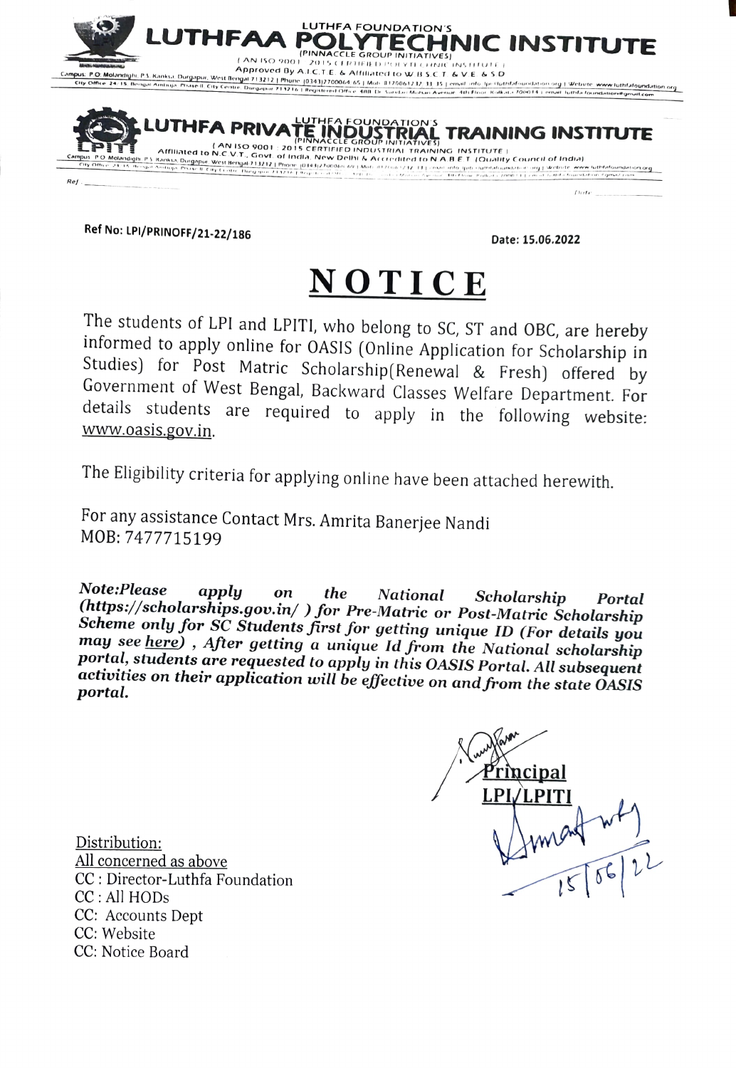LUTHFA FOUNDATION'S

# LUTHFAA POLYTECHNIC INSTITUTE

(PINNACCLE GROUP INITIATIVES)

( AN ISO 9001 : 2015 CERTIFIED POLYTECHNIC INSTITUTE )

Approved By A.I.C.T.E. & Affiliated to W.B.S.C.T. & V.E. & S.D.

LUTHFA FOUNDATION'S

# LUTHFA PRIVATE INDUSTRIAL TRAINING INSTITUTE

(PINNACCLE GROUP INITIATIVES)

( AN ISO 9001 : 2015 CERTIFIED INDUSTRIAL TRAINING INSTITUTE )

Affiliated to N.C.V.T., Govt. of India, New Delhi & Accredited to N.A.B.E.T. (Quality Council of India)

**Ref No: LPI/PRINOFF/21-22/186**

**Date: 15.06.2022**

# NOTICE

The students of LPI and LPITI, who belong to SC, ST and OBC, are hereby informed to apply online for OASIS (Online Application for Scholarship in Studies) for Post Matric Scholarship(Renewal & Fresh) offered by Government of West Bengal, Backward Classes Welfare Department. For details students are required to apply in the following website: www.oasis.gov.in.

The Eligibility criteria for applying online have been attached herewith.

For any assistance Contact Mrs. Amrita Banerjee Nandi
MOB: 7477715199

***Note:Please apply on the National Scholarship Portal (https://scholarships.gov.in/ ) for Pre-Matric or Post-Matric Scholarship Scheme only for SC Students first for getting unique ID (For details you may see here) , After getting a unique Id from the National scholarship portal, students are requested to apply in this OASIS Portal. All subsequent activities on their application will be effective on and from the state OASIS portal.***

Principal
LPI/LPITI
15/06/22

Distribution:
All concerned as above
CC : Director-Luthfa Foundation
CC : All HODs
CC: Accounts Dept
CC: Website
CC: Notice Board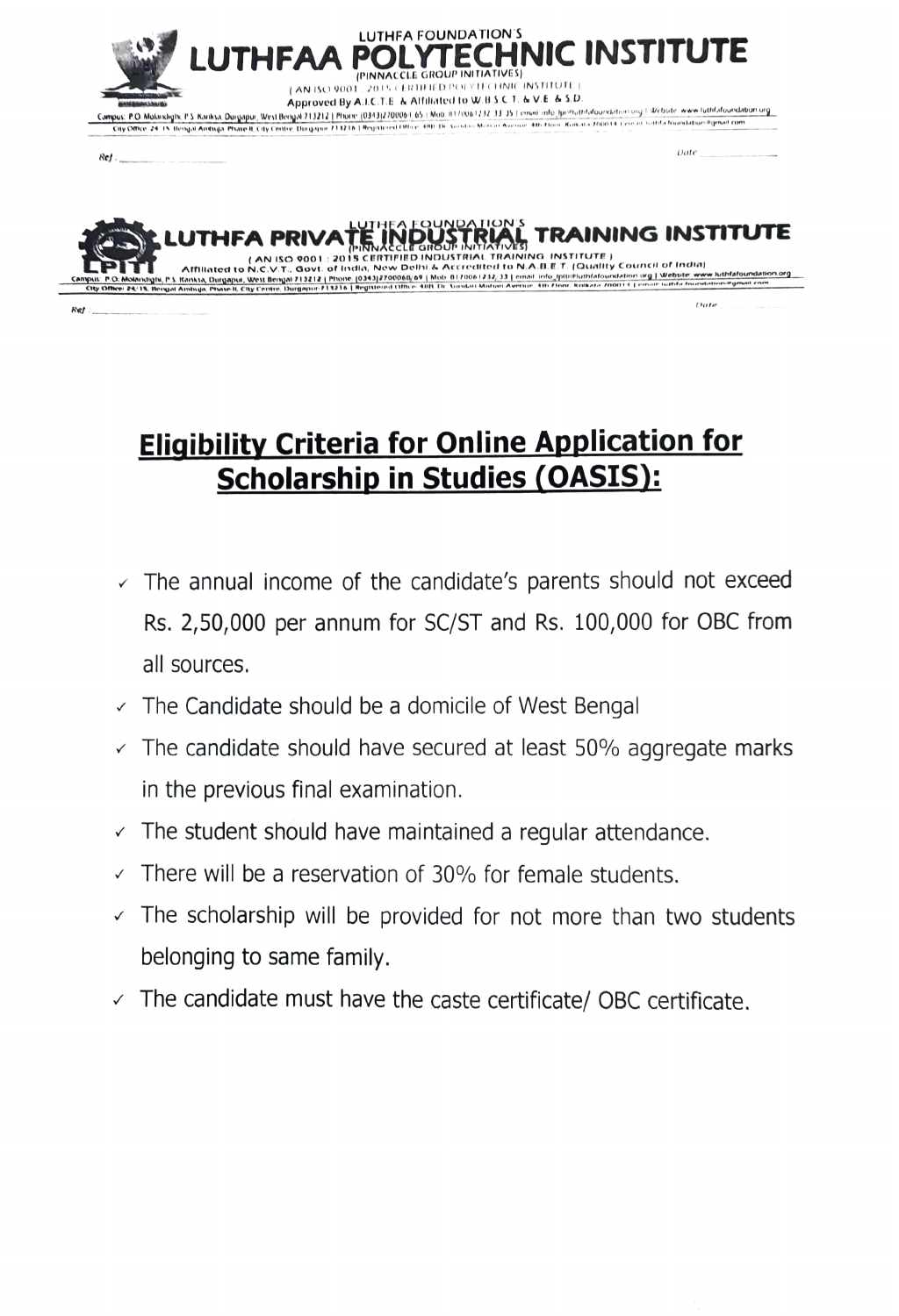LUTHFA FOUNDATION'S

# LUTHFAA POLYTECHNIC INSTITUTE

(PINNACCLE GROUP INITIATIVES)

( AN ISO 9001 : 2015 CERTIFIED POLYTECHNIC INSTITUTE )

Approved By A.I.C.T.E. & Affiliated to W.B.S.C.T. & V.E. & S.D.

Campus: P.O. Molandighi, P.S. Kanksa, Durgapur, West Bengal 713212 | Phone: (0343)2700061/65 | Mob: 8170061232/33/35 | email: info_lpi@luthfafoundation.org | Website: www.luthfafoundation.org

City Office: 24/1S, Bengal Ambuja, Phase II, City Centre, Durgapur 713216 | Registered Office: 48B, Dr. Sundari Mohan Avenue, 4th Floor, Kolkata 700014 | email: luthfa.foundation@gmail.com

Ref : ____________ Date ____________

LUTHFA FOUNDATION'S

# LUTHFA PRIVATE INDUSTRIAL TRAINING INSTITUTE

(PINNACCLE GROUP INITIATIVES)

( AN ISO 9001 : 2015 CERTIFIED INDUSTRIAL TRAINING INSTITUTE )

Affiliated to N.C.V.T., Govt. of India, New Delhi & Accredited to N.A.B.E.T. (Quality Council of India)

Campus: P.O. Molandighi, P.S. Kanksa, Durgapur, West Bengal 713212 | Phone: (0343)2700068/69 | Mob: 8170061232/33 | email: info_lpiti@luthfafoundation.org | Website: www.luthfafoundation.org

City Office: 24/1S, Bengal Ambuja, Phase II, City Centre, Durgapur 713216 | Registered Office: 48B, Dr. Sundari Mohan Avenue, 4th Floor, Kolkata 700014 | email: luthfa.foundation@gmail.com

Ref : ____________ Date ____________

## Eligibility Criteria for Online Application for Scholarship in Studies (OASIS):

- ✓ The annual income of the candidate's parents should not exceed Rs. 2,50,000 per annum for SC/ST and Rs. 100,000 for OBC from all sources.
- ✓ The Candidate should be a domicile of West Bengal
- ✓ The candidate should have secured at least 50% aggregate marks in the previous final examination.
- ✓ The student should have maintained a regular attendance.
- ✓ There will be a reservation of 30% for female students.
- ✓ The scholarship will be provided for not more than two students belonging to same family.
- ✓ The candidate must have the caste certificate/ OBC certificate.